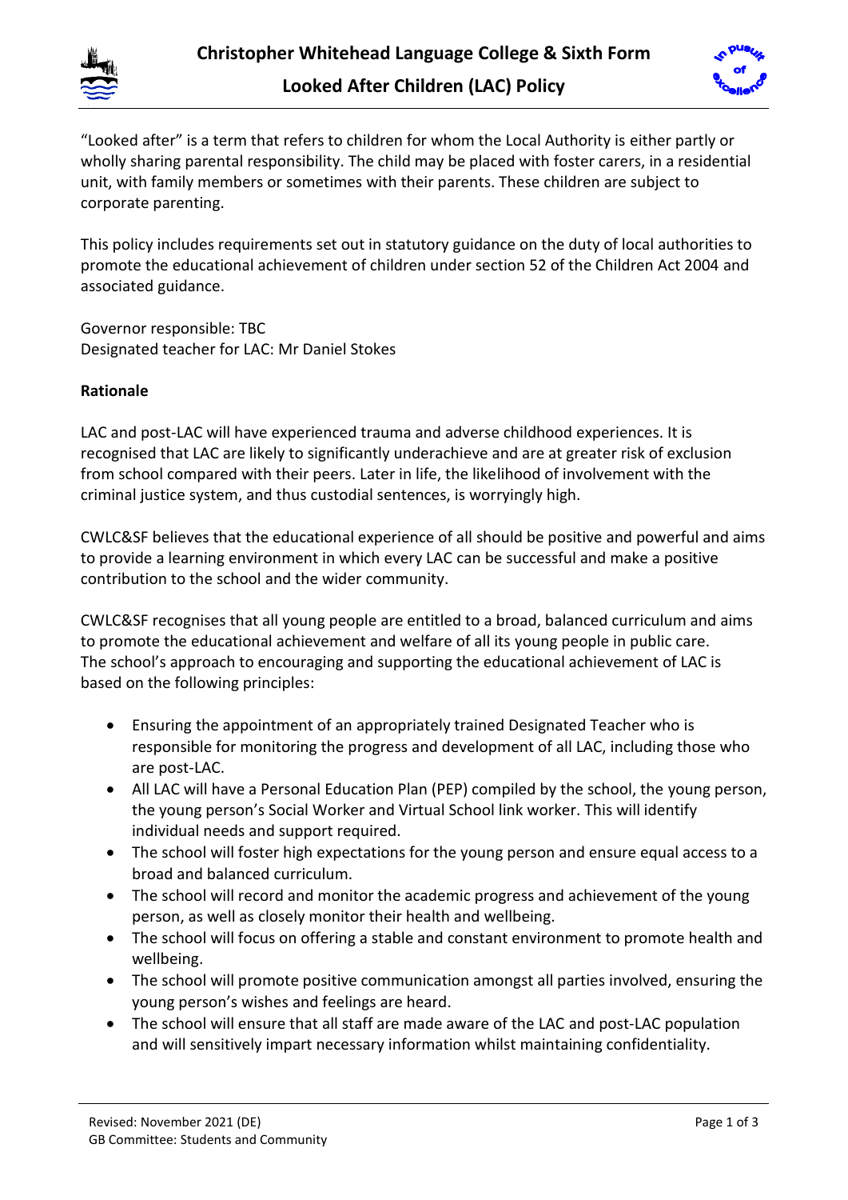# Christopher Whitehead Language College & Sixth Form

## Looked After Children (LAC) Policy

"Looked after" is a term that refers to children for whom the Local Authority is either partly or wholly sharing parental responsibility. The child may be placed with foster carers, in a residential unit, with family members or sometimes with their parents. These children are subject to corporate parenting.

This policy includes requirements set out in statutory guidance on the duty of local authorities to promote the educational achievement of children under section 52 of the Children Act 2004 and associated guidance.

Governor responsible: TBC
Designated teacher for LAC: Mr Daniel Stokes

**Rationale**

LAC and post-LAC will have experienced trauma and adverse childhood experiences. It is recognised that LAC are likely to significantly underachieve and are at greater risk of exclusion from school compared with their peers. Later in life, the likelihood of involvement with the criminal justice system, and thus custodial sentences, is worryingly high.

CWLC&SF believes that the educational experience of all should be positive and powerful and aims to provide a learning environment in which every LAC can be successful and make a positive contribution to the school and the wider community.

CWLC&SF recognises that all young people are entitled to a broad, balanced curriculum and aims to promote the educational achievement and welfare of all its young people in public care. The school's approach to encouraging and supporting the educational achievement of LAC is based on the following principles:

- Ensuring the appointment of an appropriately trained Designated Teacher who is responsible for monitoring the progress and development of all LAC, including those who are post-LAC.
- All LAC will have a Personal Education Plan (PEP) compiled by the school, the young person, the young person's Social Worker and Virtual School link worker. This will identify individual needs and support required.
- The school will foster high expectations for the young person and ensure equal access to a broad and balanced curriculum.
- The school will record and monitor the academic progress and achievement of the young person, as well as closely monitor their health and wellbeing.
- The school will focus on offering a stable and constant environment to promote health and wellbeing.
- The school will promote positive communication amongst all parties involved, ensuring the young person's wishes and feelings are heard.
- The school will ensure that all staff are made aware of the LAC and post-LAC population and will sensitively impart necessary information whilst maintaining confidentiality.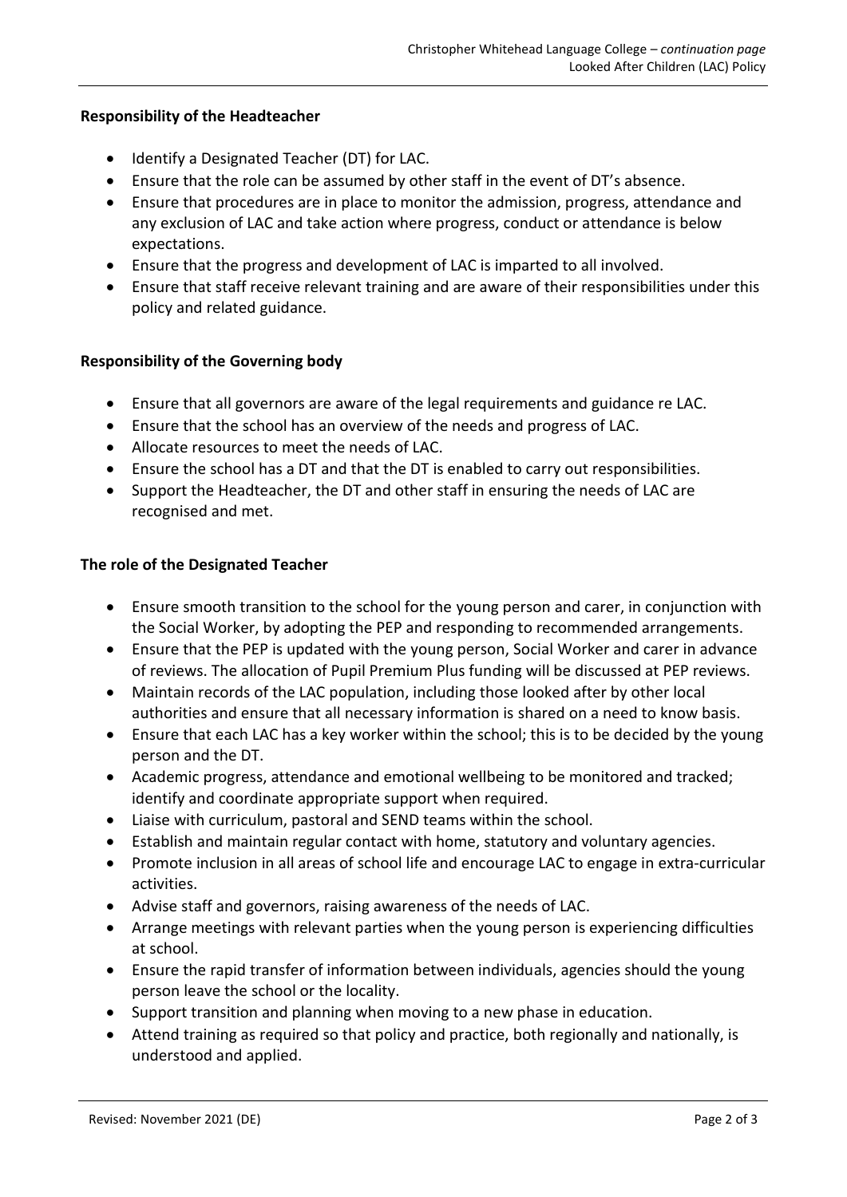**Responsibility of the Headteacher**

- Identify a Designated Teacher (DT) for LAC.
- Ensure that the role can be assumed by other staff in the event of DT's absence.
- Ensure that procedures are in place to monitor the admission, progress, attendance and any exclusion of LAC and take action where progress, conduct or attendance is below expectations.
- Ensure that the progress and development of LAC is imparted to all involved.
- Ensure that staff receive relevant training and are aware of their responsibilities under this policy and related guidance.

**Responsibility of the Governing body**

- Ensure that all governors are aware of the legal requirements and guidance re LAC.
- Ensure that the school has an overview of the needs and progress of LAC.
- Allocate resources to meet the needs of LAC.
- Ensure the school has a DT and that the DT is enabled to carry out responsibilities.
- Support the Headteacher, the DT and other staff in ensuring the needs of LAC are recognised and met.

**The role of the Designated Teacher**

- Ensure smooth transition to the school for the young person and carer, in conjunction with the Social Worker, by adopting the PEP and responding to recommended arrangements.
- Ensure that the PEP is updated with the young person, Social Worker and carer in advance of reviews. The allocation of Pupil Premium Plus funding will be discussed at PEP reviews.
- Maintain records of the LAC population, including those looked after by other local authorities and ensure that all necessary information is shared on a need to know basis.
- Ensure that each LAC has a key worker within the school; this is to be decided by the young person and the DT.
- Academic progress, attendance and emotional wellbeing to be monitored and tracked; identify and coordinate appropriate support when required.
- Liaise with curriculum, pastoral and SEND teams within the school.
- Establish and maintain regular contact with home, statutory and voluntary agencies.
- Promote inclusion in all areas of school life and encourage LAC to engage in extra-curricular activities.
- Advise staff and governors, raising awareness of the needs of LAC.
- Arrange meetings with relevant parties when the young person is experiencing difficulties at school.
- Ensure the rapid transfer of information between individuals, agencies should the young person leave the school or the locality.
- Support transition and planning when moving to a new phase in education.
- Attend training as required so that policy and practice, both regionally and nationally, is understood and applied.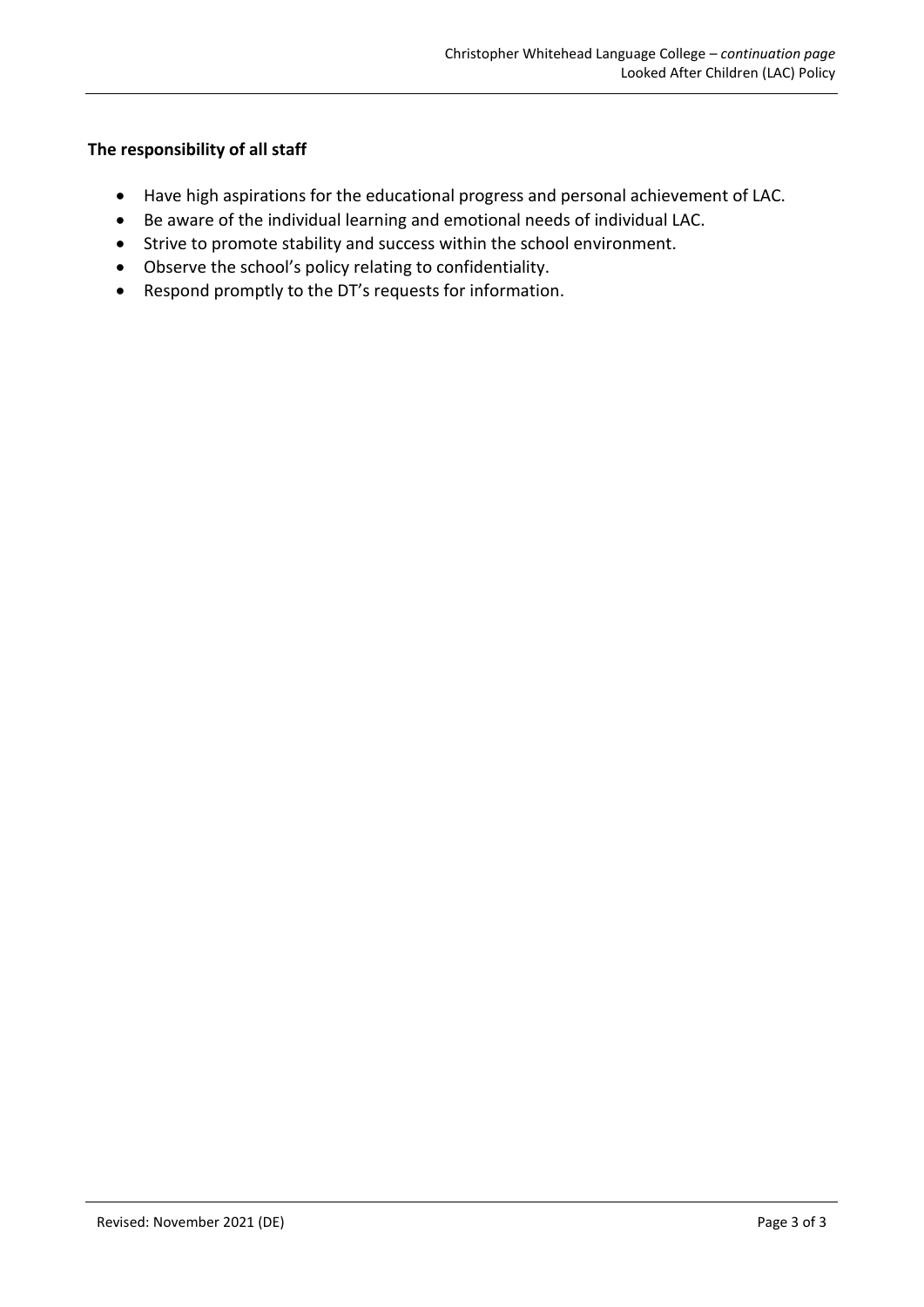**The responsibility of all staff**

- Have high aspirations for the educational progress and personal achievement of LAC.
- Be aware of the individual learning and emotional needs of individual LAC.
- Strive to promote stability and success within the school environment.
- Observe the school's policy relating to confidentiality.
- Respond promptly to the DT's requests for information.